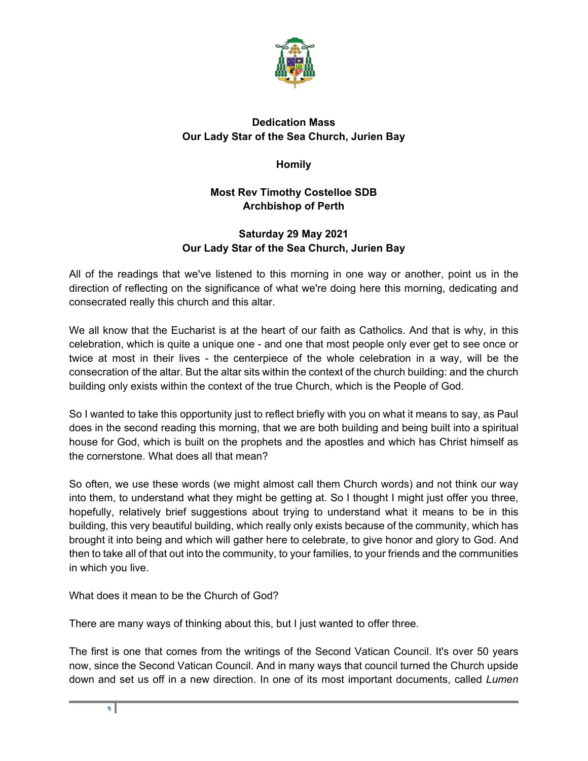**Dedication Mass**
**Our Lady Star of the Sea Church, Jurien Bay**

**Homily**

**Most Rev Timothy Costelloe SDB**
**Archbishop of Perth**

**Saturday 29 May 2021**
**Our Lady Star of the Sea Church, Jurien Bay**

All of the readings that we've listened to this morning in one way or another, point us in the direction of reflecting on the significance of what we're doing here this morning, dedicating and consecrated really this church and this altar.

We all know that the Eucharist is at the heart of our faith as Catholics. And that is why, in this celebration, which is quite a unique one - and one that most people only ever get to see once or twice at most in their lives - the centerpiece of the whole celebration in a way, will be the consecration of the altar. But the altar sits within the context of the church building: and the church building only exists within the context of the true Church, which is the People of God.

So I wanted to take this opportunity just to reflect briefly with you on what it means to say, as Paul does in the second reading this morning, that we are both building and being built into a spiritual house for God, which is built on the prophets and the apostles and which has Christ himself as the cornerstone. What does all that mean?

So often, we use these words (we might almost call them Church words) and not think our way into them, to understand what they might be getting at. So I thought I might just offer you three, hopefully, relatively brief suggestions about trying to understand what it means to be in this building, this very beautiful building, which really only exists because of the community, which has brought it into being and which will gather here to celebrate, to give honor and glory to God. And then to take all of that out into the community, to your families, to your friends and the communities in which you live.

What does it mean to be the Church of God?

There are many ways of thinking about this, but I just wanted to offer three.

The first is one that comes from the writings of the Second Vatican Council. It's over 50 years now, since the Second Vatican Council. And in many ways that council turned the Church upside down and set us off in a new direction. In one of its most important documents, called *Lumen*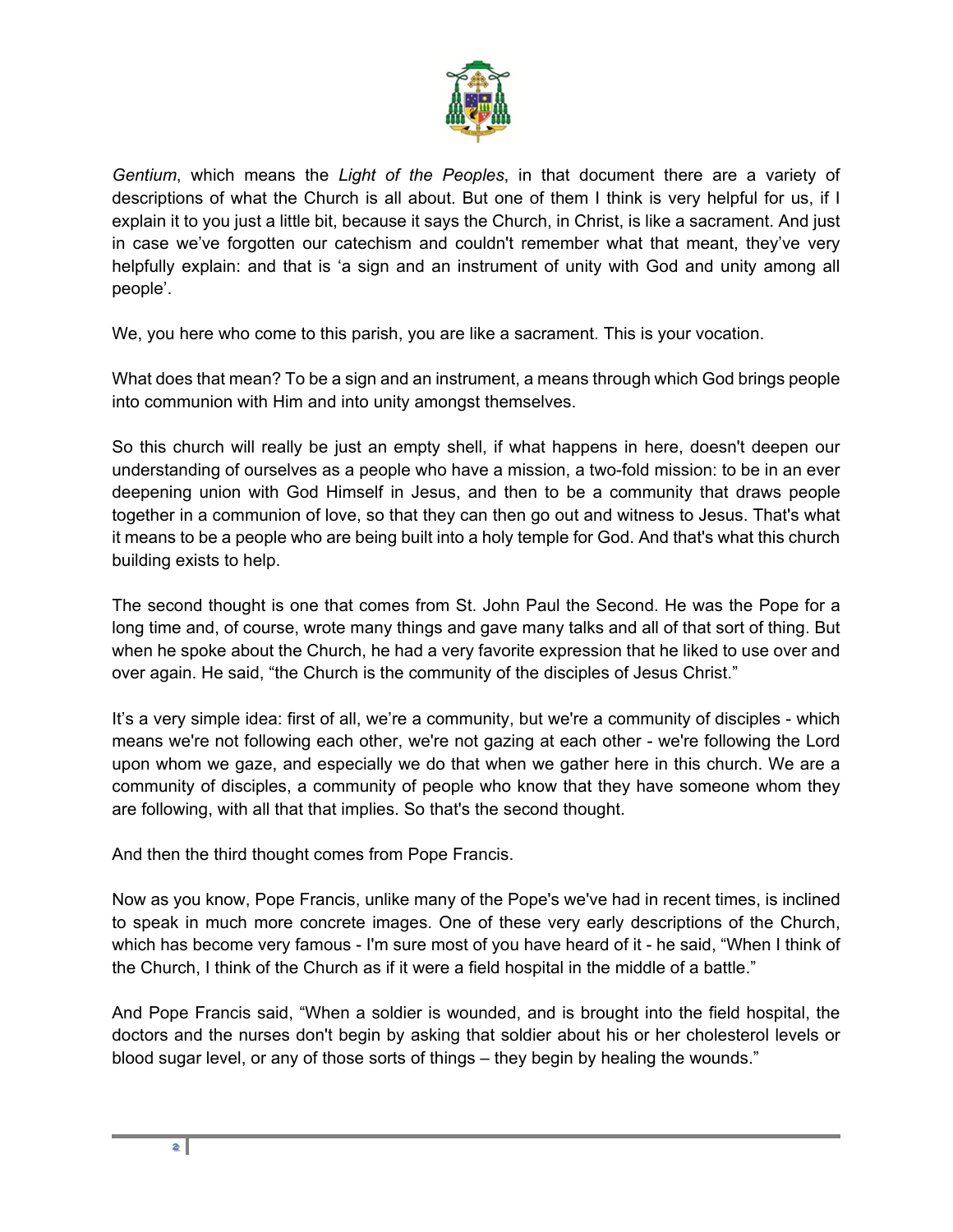*Gentium*, which means the *Light of the Peoples*, in that document there are a variety of descriptions of what the Church is all about. But one of them I think is very helpful for us, if I explain it to you just a little bit, because it says the Church, in Christ, is like a sacrament. And just in case we've forgotten our catechism and couldn't remember what that meant, they've very helpfully explain: and that is 'a sign and an instrument of unity with God and unity among all people'.

We, you here who come to this parish, you are like a sacrament. This is your vocation.

What does that mean? To be a sign and an instrument, a means through which God brings people into communion with Him and into unity amongst themselves.

So this church will really be just an empty shell, if what happens in here, doesn't deepen our understanding of ourselves as a people who have a mission, a two-fold mission: to be in an ever deepening union with God Himself in Jesus, and then to be a community that draws people together in a communion of love, so that they can then go out and witness to Jesus. That's what it means to be a people who are being built into a holy temple for God. And that's what this church building exists to help.

The second thought is one that comes from St. John Paul the Second. He was the Pope for a long time and, of course, wrote many things and gave many talks and all of that sort of thing. But when he spoke about the Church, he had a very favorite expression that he liked to use over and over again. He said, "the Church is the community of the disciples of Jesus Christ."

It's a very simple idea: first of all, we're a community, but we're a community of disciples - which means we're not following each other, we're not gazing at each other - we're following the Lord upon whom we gaze, and especially we do that when we gather here in this church. We are a community of disciples, a community of people who know that they have someone whom they are following, with all that that implies. So that's the second thought.

And then the third thought comes from Pope Francis.

Now as you know, Pope Francis, unlike many of the Pope's we've had in recent times, is inclined to speak in much more concrete images. One of these very early descriptions of the Church, which has become very famous - I'm sure most of you have heard of it - he said, "When I think of the Church, I think of the Church as if it were a field hospital in the middle of a battle."

And Pope Francis said, "When a soldier is wounded, and is brought into the field hospital, the doctors and the nurses don't begin by asking that soldier about his or her cholesterol levels or blood sugar level, or any of those sorts of things – they begin by healing the wounds."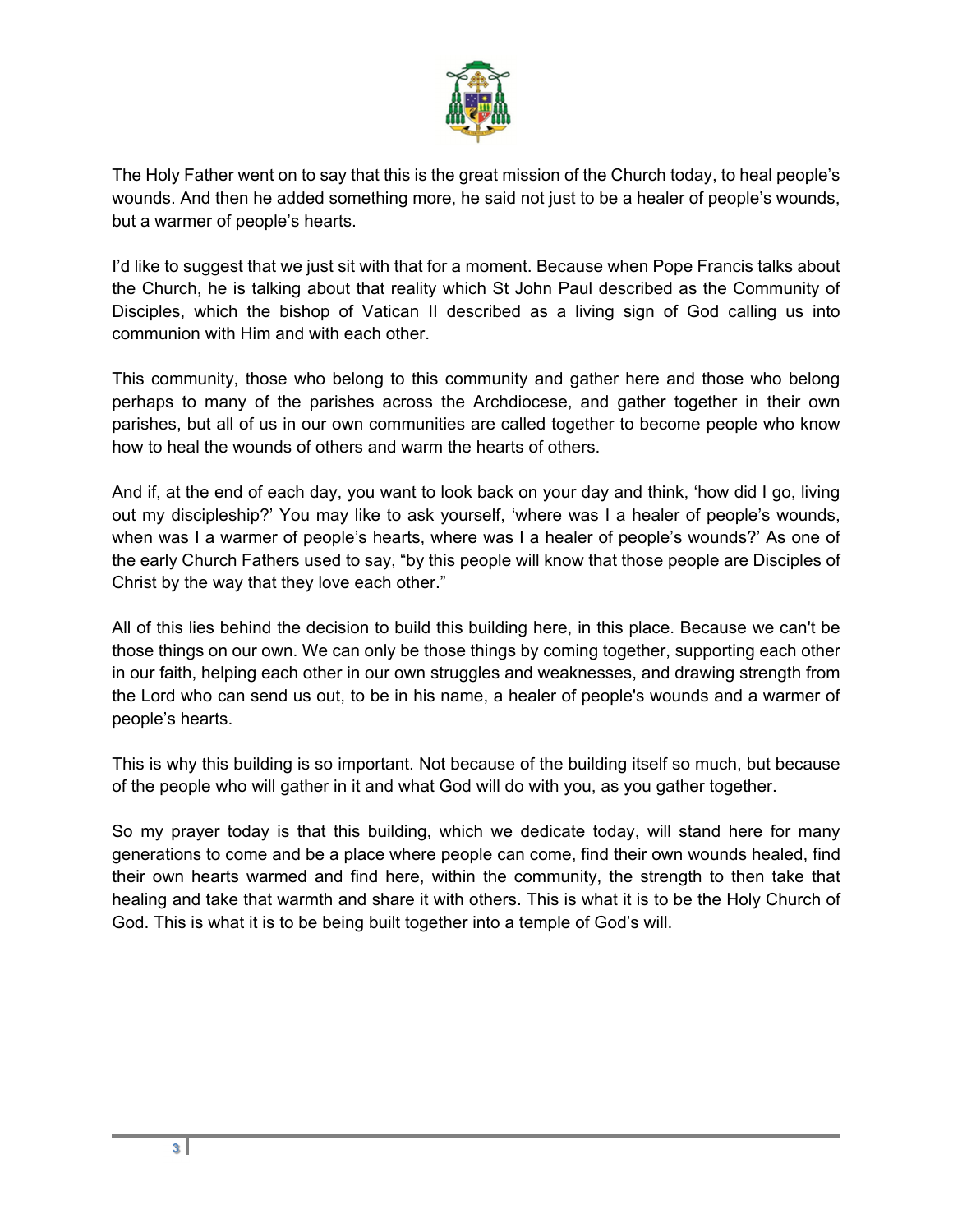The Holy Father went on to say that this is the great mission of the Church today, to heal people's wounds. And then he added something more, he said not just to be a healer of people's wounds, but a warmer of people's hearts.

I'd like to suggest that we just sit with that for a moment. Because when Pope Francis talks about the Church, he is talking about that reality which St John Paul described as the Community of Disciples, which the bishop of Vatican II described as a living sign of God calling us into communion with Him and with each other.

This community, those who belong to this community and gather here and those who belong perhaps to many of the parishes across the Archdiocese, and gather together in their own parishes, but all of us in our own communities are called together to become people who know how to heal the wounds of others and warm the hearts of others.

And if, at the end of each day, you want to look back on your day and think, 'how did I go, living out my discipleship?' You may like to ask yourself, 'where was I a healer of people's wounds, when was I a warmer of people's hearts, where was I a healer of people's wounds?' As one of the early Church Fathers used to say, "by this people will know that those people are Disciples of Christ by the way that they love each other."

All of this lies behind the decision to build this building here, in this place. Because we can't be those things on our own. We can only be those things by coming together, supporting each other in our faith, helping each other in our own struggles and weaknesses, and drawing strength from the Lord who can send us out, to be in his name, a healer of people's wounds and a warmer of people's hearts.

This is why this building is so important. Not because of the building itself so much, but because of the people who will gather in it and what God will do with you, as you gather together.

So my prayer today is that this building, which we dedicate today, will stand here for many generations to come and be a place where people can come, find their own wounds healed, find their own hearts warmed and find here, within the community, the strength to then take that healing and take that warmth and share it with others. This is what it is to be the Holy Church of God. This is what it is to be being built together into a temple of God's will.